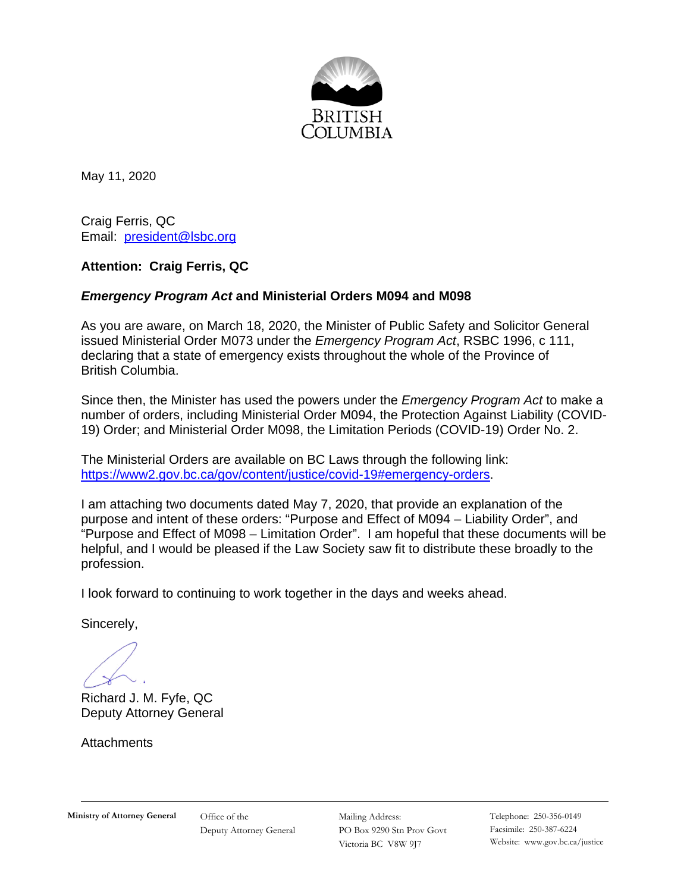BRITISH COLUMBIA

May 11, 2020

Craig Ferris, QC
Email: president@lsbc.org

**Attention: Craig Ferris, QC**

***Emergency Program Act* and Ministerial Orders M094 and M098**

As you are aware, on March 18, 2020, the Minister of Public Safety and Solicitor General issued Ministerial Order M073 under the *Emergency Program Act*, RSBC 1996, c 111, declaring that a state of emergency exists throughout the whole of the Province of British Columbia.

Since then, the Minister has used the powers under the *Emergency Program Act* to make a number of orders, including Ministerial Order M094, the Protection Against Liability (COVID-19) Order; and Ministerial Order M098, the Limitation Periods (COVID-19) Order No. 2.

The Ministerial Orders are available on BC Laws through the following link: https://www2.gov.bc.ca/gov/content/justice/covid-19#emergency-orders.

I am attaching two documents dated May 7, 2020, that provide an explanation of the purpose and intent of these orders: "Purpose and Effect of M094 – Liability Order", and "Purpose and Effect of M098 – Limitation Order". I am hopeful that these documents will be helpful, and I would be pleased if the Law Society saw fit to distribute these broadly to the profession.

I look forward to continuing to work together in the days and weeks ahead.

Sincerely,

Richard J. M. Fyfe, QC
Deputy Attorney General

Attachments

**Ministry of Attorney General** | Office of the Deputy Attorney General | Mailing Address: PO Box 9290 Stn Prov Govt Victoria BC V8W 9J7 | Telephone: 250-356-0149 Facsimile: 250-387-6224 Website: www.gov.bc.ca/justice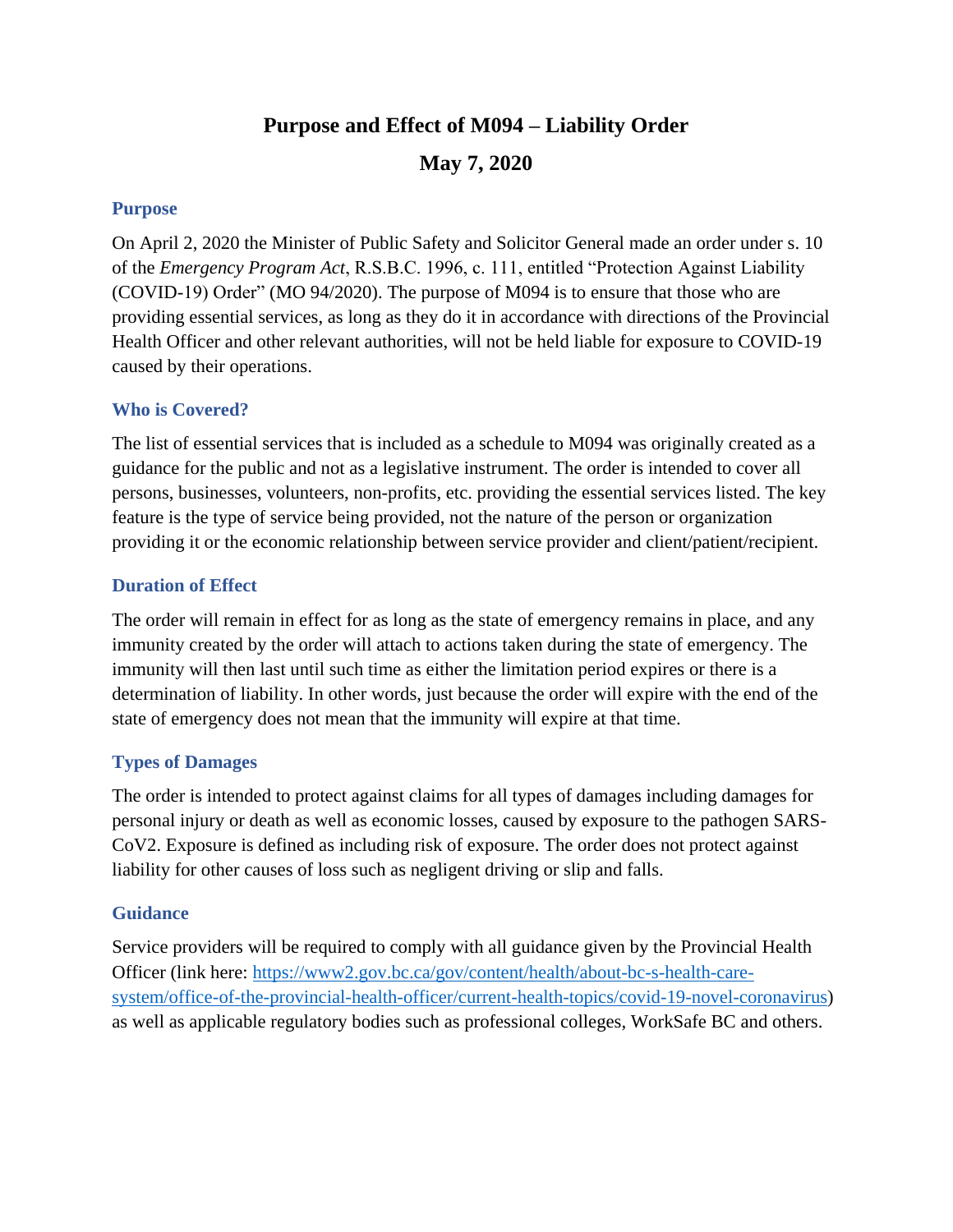# Purpose and Effect of M094 – Liability Order

# May 7, 2020

## Purpose

On April 2, 2020 the Minister of Public Safety and Solicitor General made an order under s. 10 of the *Emergency Program Act*, R.S.B.C. 1996, c. 111, entitled "Protection Against Liability (COVID-19) Order" (MO 94/2020). The purpose of M094 is to ensure that those who are providing essential services, as long as they do it in accordance with directions of the Provincial Health Officer and other relevant authorities, will not be held liable for exposure to COVID-19 caused by their operations.

## Who is Covered?

The list of essential services that is included as a schedule to M094 was originally created as a guidance for the public and not as a legislative instrument. The order is intended to cover all persons, businesses, volunteers, non-profits, etc. providing the essential services listed. The key feature is the type of service being provided, not the nature of the person or organization providing it or the economic relationship between service provider and client/patient/recipient.

## Duration of Effect

The order will remain in effect for as long as the state of emergency remains in place, and any immunity created by the order will attach to actions taken during the state of emergency. The immunity will then last until such time as either the limitation period expires or there is a determination of liability. In other words, just because the order will expire with the end of the state of emergency does not mean that the immunity will expire at that time.

## Types of Damages

The order is intended to protect against claims for all types of damages including damages for personal injury or death as well as economic losses, caused by exposure to the pathogen SARS-CoV2. Exposure is defined as including risk of exposure. The order does not protect against liability for other causes of loss such as negligent driving or slip and falls.

## Guidance

Service providers will be required to comply with all guidance given by the Provincial Health Officer (link here: [https://www2.gov.bc.ca/gov/content/health/about-bc-s-health-care-system/office-of-the-provincial-health-officer/current-health-topics/covid-19-novel-coronavirus](https://www2.gov.bc.ca/gov/content/health/about-bc-s-health-care-system/office-of-the-provincial-health-officer/current-health-topics/covid-19-novel-coronavirus)) as well as applicable regulatory bodies such as professional colleges, WorkSafe BC and others.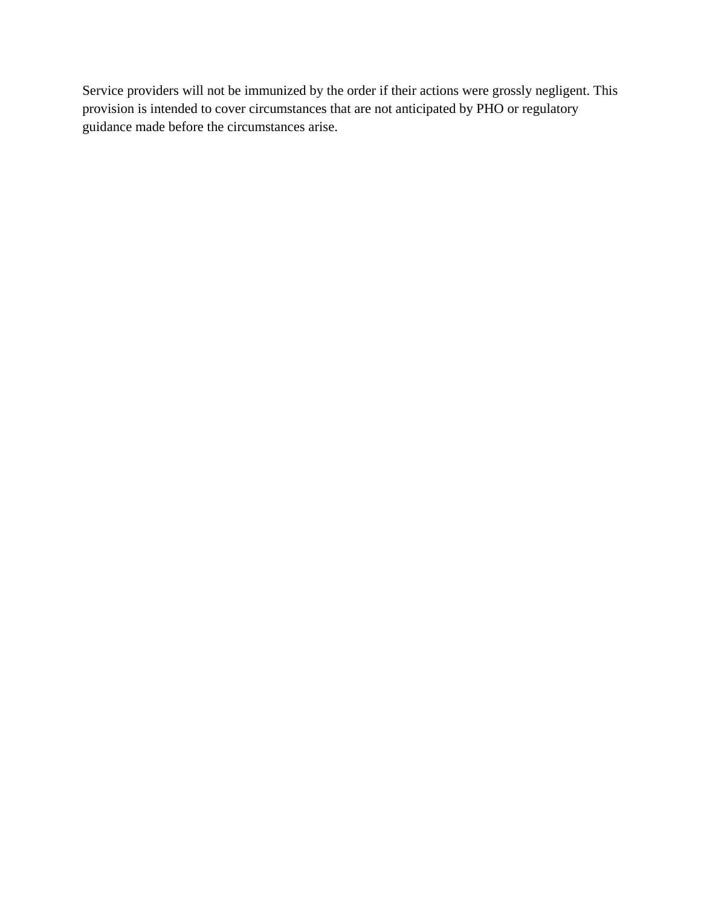Service providers will not be immunized by the order if their actions were grossly negligent. This provision is intended to cover circumstances that are not anticipated by PHO or regulatory guidance made before the circumstances arise.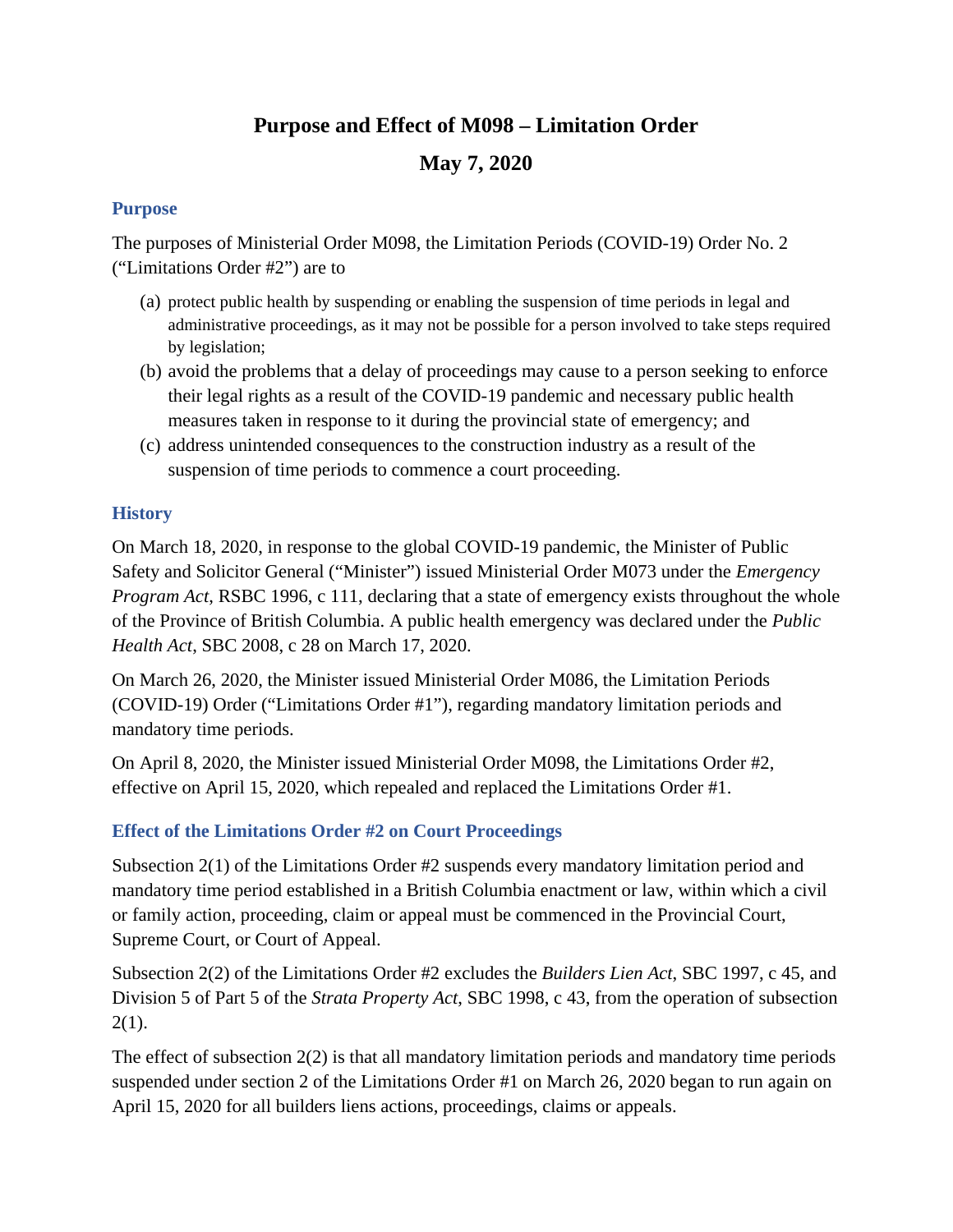# Purpose and Effect of M098 – Limitation Order

## May 7, 2020

### Purpose

The purposes of Ministerial Order M098, the Limitation Periods (COVID-19) Order No. 2 ("Limitations Order #2") are to

(a) protect public health by suspending or enabling the suspension of time periods in legal and administrative proceedings, as it may not be possible for a person involved to take steps required by legislation;

(b) avoid the problems that a delay of proceedings may cause to a person seeking to enforce their legal rights as a result of the COVID-19 pandemic and necessary public health measures taken in response to it during the provincial state of emergency; and

(c) address unintended consequences to the construction industry as a result of the suspension of time periods to commence a court proceeding.

### History

On March 18, 2020, in response to the global COVID-19 pandemic, the Minister of Public Safety and Solicitor General ("Minister") issued Ministerial Order M073 under the *Emergency Program Act*, RSBC 1996, c 111, declaring that a state of emergency exists throughout the whole of the Province of British Columbia. A public health emergency was declared under the *Public Health Act*, SBC 2008, c 28 on March 17, 2020.

On March 26, 2020, the Minister issued Ministerial Order M086, the Limitation Periods (COVID-19) Order ("Limitations Order #1"), regarding mandatory limitation periods and mandatory time periods.

On April 8, 2020, the Minister issued Ministerial Order M098, the Limitations Order #2, effective on April 15, 2020, which repealed and replaced the Limitations Order #1.

### Effect of the Limitations Order #2 on Court Proceedings

Subsection 2(1) of the Limitations Order #2 suspends every mandatory limitation period and mandatory time period established in a British Columbia enactment or law, within which a civil or family action, proceeding, claim or appeal must be commenced in the Provincial Court, Supreme Court, or Court of Appeal.

Subsection 2(2) of the Limitations Order #2 excludes the *Builders Lien Act*, SBC 1997, c 45, and Division 5 of Part 5 of the *Strata Property Act*, SBC 1998, c 43, from the operation of subsection 2(1).

The effect of subsection 2(2) is that all mandatory limitation periods and mandatory time periods suspended under section 2 of the Limitations Order #1 on March 26, 2020 began to run again on April 15, 2020 for all builders liens actions, proceedings, claims or appeals.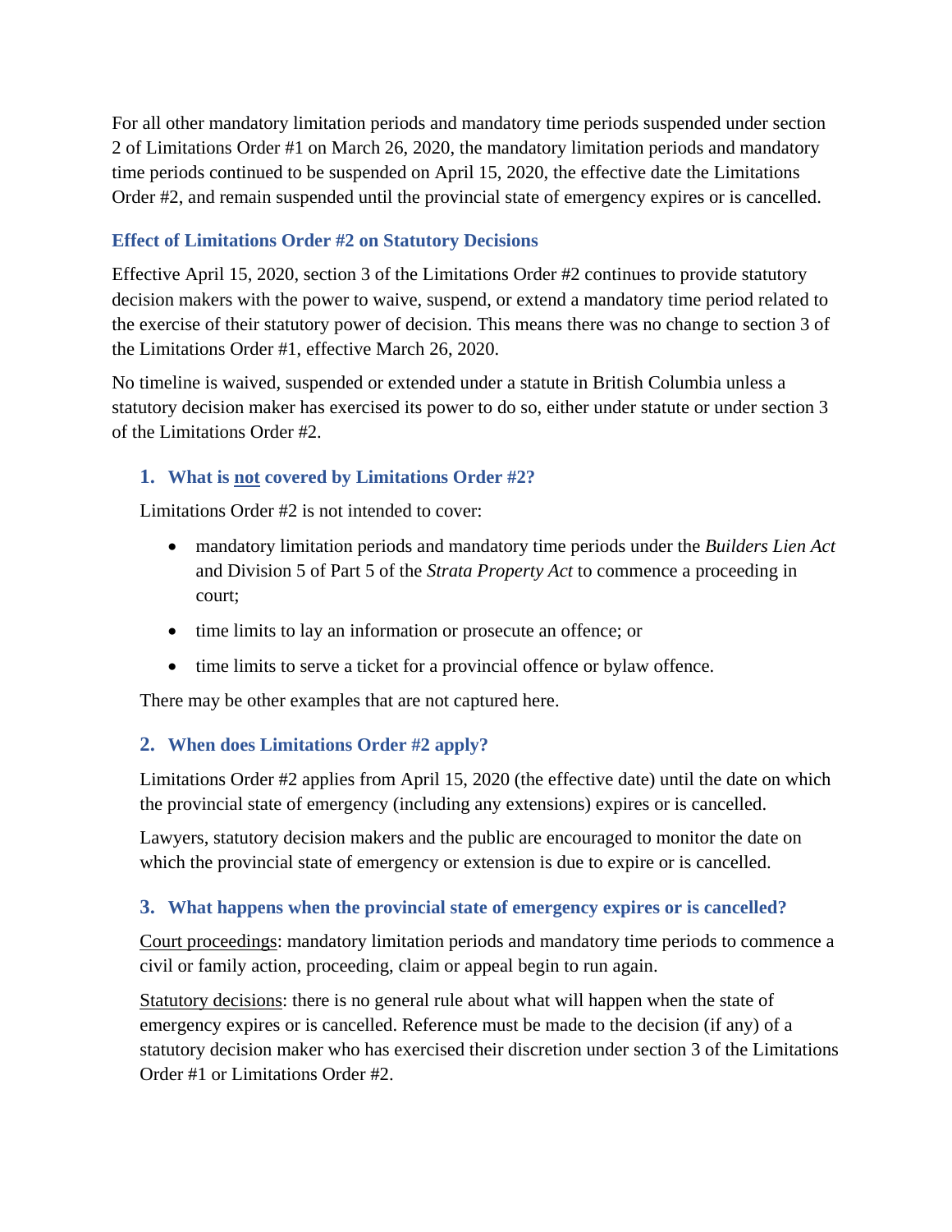For all other mandatory limitation periods and mandatory time periods suspended under section 2 of Limitations Order #1 on March 26, 2020, the mandatory limitation periods and mandatory time periods continued to be suspended on April 15, 2020, the effective date the Limitations Order #2, and remain suspended until the provincial state of emergency expires or is cancelled.

### Effect of Limitations Order #2 on Statutory Decisions

Effective April 15, 2020, section 3 of the Limitations Order #2 continues to provide statutory decision makers with the power to waive, suspend, or extend a mandatory time period related to the exercise of their statutory power of decision. This means there was no change to section 3 of the Limitations Order #1, effective March 26, 2020.

No timeline is waived, suspended or extended under a statute in British Columbia unless a statutory decision maker has exercised its power to do so, either under statute or under section 3 of the Limitations Order #2.

### 1. What is not covered by Limitations Order #2?

Limitations Order #2 is not intended to cover:

- mandatory limitation periods and mandatory time periods under the *Builders Lien Act* and Division 5 of Part 5 of the *Strata Property Act* to commence a proceeding in court;
- time limits to lay an information or prosecute an offence; or
- time limits to serve a ticket for a provincial offence or bylaw offence.

There may be other examples that are not captured here.

### 2. When does Limitations Order #2 apply?

Limitations Order #2 applies from April 15, 2020 (the effective date) until the date on which the provincial state of emergency (including any extensions) expires or is cancelled.

Lawyers, statutory decision makers and the public are encouraged to monitor the date on which the provincial state of emergency or extension is due to expire or is cancelled.

### 3. What happens when the provincial state of emergency expires or is cancelled?

Court proceedings: mandatory limitation periods and mandatory time periods to commence a civil or family action, proceeding, claim or appeal begin to run again.

Statutory decisions: there is no general rule about what will happen when the state of emergency expires or is cancelled. Reference must be made to the decision (if any) of a statutory decision maker who has exercised their discretion under section 3 of the Limitations Order #1 or Limitations Order #2.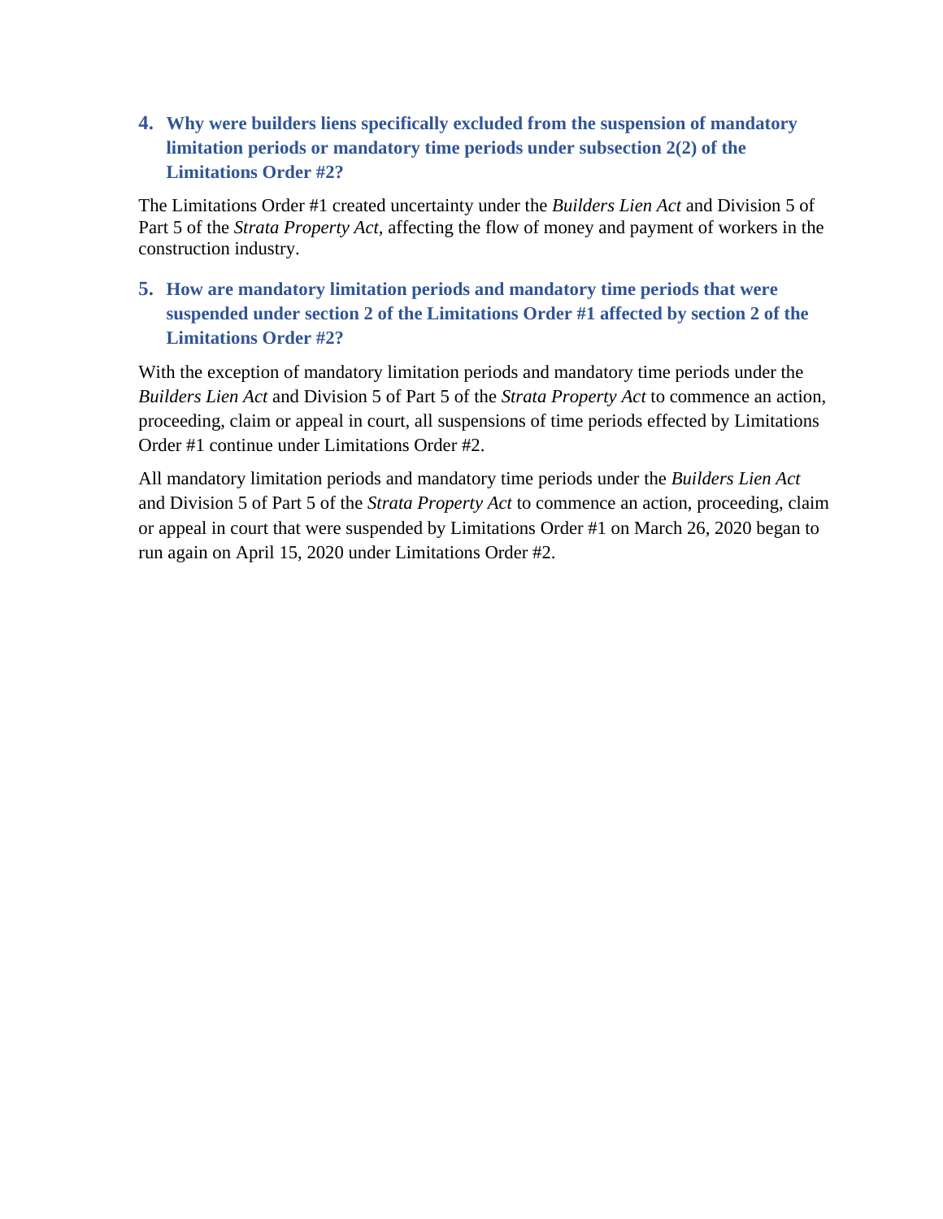### 4. Why were builders liens specifically excluded from the suspension of mandatory limitation periods or mandatory time periods under subsection 2(2) of the Limitations Order #2?

The Limitations Order #1 created uncertainty under the *Builders Lien Act* and Division 5 of Part 5 of the *Strata Property Act*, affecting the flow of money and payment of workers in the construction industry.

### 5. How are mandatory limitation periods and mandatory time periods that were suspended under section 2 of the Limitations Order #1 affected by section 2 of the Limitations Order #2?

With the exception of mandatory limitation periods and mandatory time periods under the *Builders Lien Act* and Division 5 of Part 5 of the *Strata Property Act* to commence an action, proceeding, claim or appeal in court, all suspensions of time periods effected by Limitations Order #1 continue under Limitations Order #2.

All mandatory limitation periods and mandatory time periods under the *Builders Lien Act* and Division 5 of Part 5 of the *Strata Property Act* to commence an action, proceeding, claim or appeal in court that were suspended by Limitations Order #1 on March 26, 2020 began to run again on April 15, 2020 under Limitations Order #2.